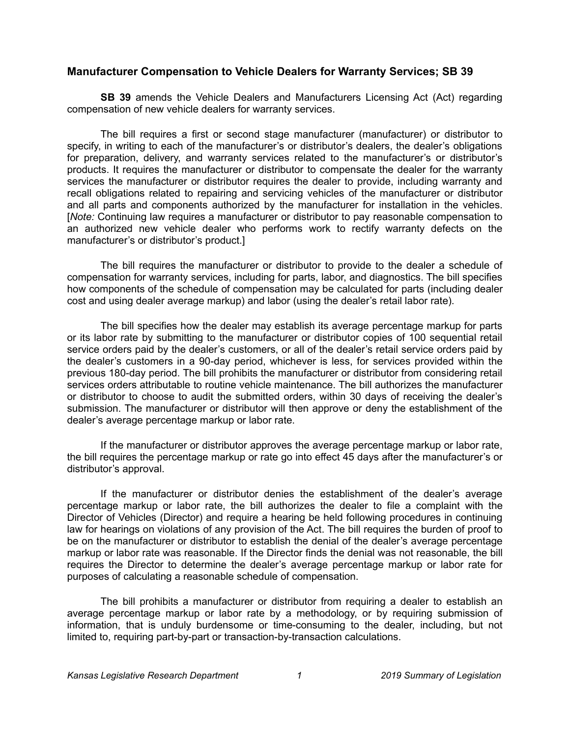## Manufacturer Compensation to Vehicle Dealers for Warranty Services; SB 39

**SB 39** amends the Vehicle Dealers and Manufacturers Licensing Act (Act) regarding compensation of new vehicle dealers for warranty services.

The bill requires a first or second stage manufacturer (manufacturer) or distributor to specify, in writing to each of the manufacturer's or distributor's dealers, the dealer's obligations for preparation, delivery, and warranty services related to the manufacturer's or distributor's products. It requires the manufacturer or distributor to compensate the dealer for the warranty services the manufacturer or distributor requires the dealer to provide, including warranty and recall obligations related to repairing and servicing vehicles of the manufacturer or distributor and all parts and components authorized by the manufacturer for installation in the vehicles. [*Note:* Continuing law requires a manufacturer or distributor to pay reasonable compensation to an authorized new vehicle dealer who performs work to rectify warranty defects on the manufacturer's or distributor's product.]

The bill requires the manufacturer or distributor to provide to the dealer a schedule of compensation for warranty services, including for parts, labor, and diagnostics. The bill specifies how components of the schedule of compensation may be calculated for parts (including dealer cost and using dealer average markup) and labor (using the dealer's retail labor rate).

The bill specifies how the dealer may establish its average percentage markup for parts or its labor rate by submitting to the manufacturer or distributor copies of 100 sequential retail service orders paid by the dealer's customers, or all of the dealer's retail service orders paid by the dealer's customers in a 90-day period, whichever is less, for services provided within the previous 180-day period. The bill prohibits the manufacturer or distributor from considering retail services orders attributable to routine vehicle maintenance. The bill authorizes the manufacturer or distributor to choose to audit the submitted orders, within 30 days of receiving the dealer's submission. The manufacturer or distributor will then approve or deny the establishment of the dealer's average percentage markup or labor rate.

If the manufacturer or distributor approves the average percentage markup or labor rate, the bill requires the percentage markup or rate go into effect 45 days after the manufacturer's or distributor's approval.

If the manufacturer or distributor denies the establishment of the dealer's average percentage markup or labor rate, the bill authorizes the dealer to file a complaint with the Director of Vehicles (Director) and require a hearing be held following procedures in continuing law for hearings on violations of any provision of the Act. The bill requires the burden of proof to be on the manufacturer or distributor to establish the denial of the dealer's average percentage markup or labor rate was reasonable. If the Director finds the denial was not reasonable, the bill requires the Director to determine the dealer's average percentage markup or labor rate for purposes of calculating a reasonable schedule of compensation.

The bill prohibits a manufacturer or distributor from requiring a dealer to establish an average percentage markup or labor rate by a methodology, or by requiring submission of information, that is unduly burdensome or time-consuming to the dealer, including, but not limited to, requiring part-by-part or transaction-by-transaction calculations.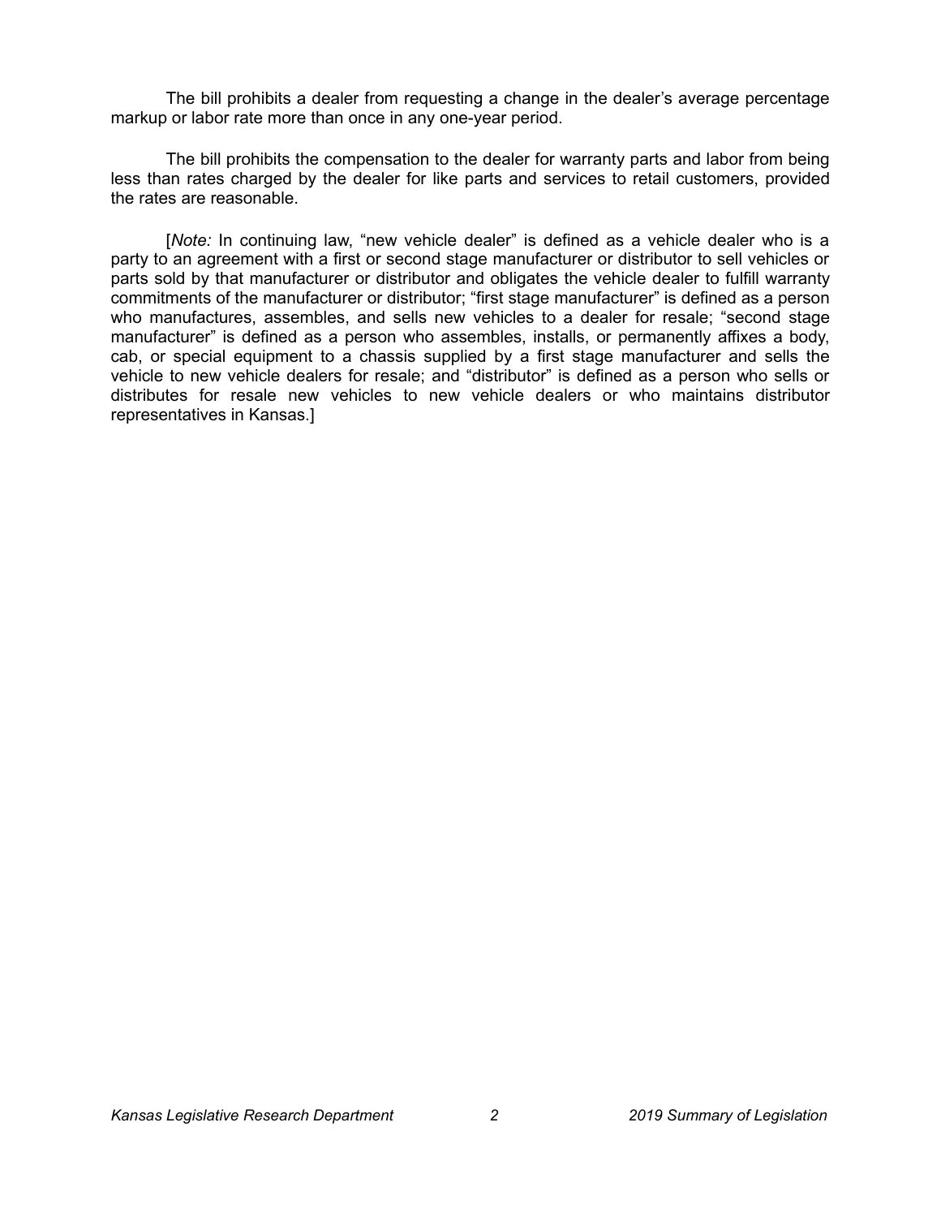The bill prohibits a dealer from requesting a change in the dealer's average percentage markup or labor rate more than once in any one-year period.

The bill prohibits the compensation to the dealer for warranty parts and labor from being less than rates charged by the dealer for like parts and services to retail customers, provided the rates are reasonable.

[*Note:* In continuing law, "new vehicle dealer" is defined as a vehicle dealer who is a party to an agreement with a first or second stage manufacturer or distributor to sell vehicles or parts sold by that manufacturer or distributor and obligates the vehicle dealer to fulfill warranty commitments of the manufacturer or distributor; "first stage manufacturer" is defined as a person who manufactures, assembles, and sells new vehicles to a dealer for resale; "second stage manufacturer" is defined as a person who assembles, installs, or permanently affixes a body, cab, or special equipment to a chassis supplied by a first stage manufacturer and sells the vehicle to new vehicle dealers for resale; and "distributor" is defined as a person who sells or distributes for resale new vehicles to new vehicle dealers or who maintains distributor representatives in Kansas.]